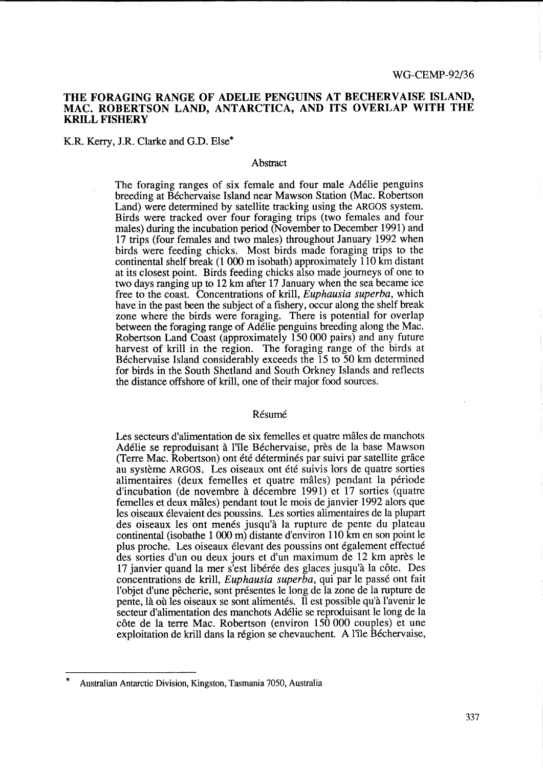WG-CEMP-92/36

# THE FORAGING RANGE OF ADELIE PENGUINS AT BECHERVAISE ISLAND, MAC. ROBERTSON LAND, ANTARCTICA, AND ITS OVERLAP WITH THE KRILL FISHERY

K.R. Kerry, J.R. Clarke and G.D. Else*

## Abstract

The foraging ranges of six female and four male Adélie penguins breeding at Béchervaise Island near Mawson Station (Mac. Robertson Land) were determined by satellite tracking using the ARGOS system. Birds were tracked over four foraging trips (two females and four males) during the incubation period (November to December 1991) and 17 trips (four females and two males) throughout January 1992 when birds were feeding chicks. Most birds made foraging trips to the continental shelf break (1 000 m isobath) approximately 110 km distant at its closest point. Birds feeding chicks also made journeys of one to two days ranging up to 12 km after 17 January when the sea became ice free to the coast. Concentrations of krill, *Euphausia superba*, which have in the past been the subject of a fishery, occur along the shelf break zone where the birds were foraging. There is potential for overlap between the foraging range of Adélie penguins breeding along the Mac. Robertson Land Coast (approximately 150 000 pairs) and any future harvest of krill in the region. The foraging range of the birds at Béchervaise Island considerably exceeds the 15 to 50 km determined for birds in the South Shetland and South Orkney Islands and reflects the distance offshore of krill, one of their major food sources.

## Résumé

Les secteurs d'alimentation de six femelles et quatre mâles de manchots Adélie se reproduisant à l'île Béchervaise, près de la base Mawson (Terre Mac. Robertson) ont été déterminés par suivi par satellite grâce au système ARGOS. Les oiseaux ont été suivis lors de quatre sorties alimentaires (deux femelles et quatre mâles) pendant la période d'incubation (de novembre à décembre 1991) et 17 sorties (quatre femelles et deux mâles) pendant tout le mois de janvier 1992 alors que les oiseaux élevaient des poussins. Les sorties alimentaires de la plupart des oiseaux les ont menés jusqu'à la rupture de pente du plateau continental (isobathe 1 000 m) distante d'environ 110 km en son point le plus proche. Les oiseaux élevant des poussins ont également effectué des sorties d'un ou deux jours et d'un maximum de 12 km après le 17 janvier quand la mer s'est libérée des glaces jusqu'à la côte. Des concentrations de krill, *Euphausia superba*, qui par le passé ont fait l'objet d'une pêcherie, sont présentes le long de la zone de la rupture de pente, là où les oiseaux se sont alimentés. Il est possible qu'à l'avenir le secteur d'alimentation des manchots Adélie se reproduisant le long de la côte de la terre Mac. Robertson (environ 150 000 couples) et une exploitation de krill dans la région se chevauchent. A l'île Béchervaise,

---

* Australian Antarctic Division, Kingston, Tasmania 7050, Australia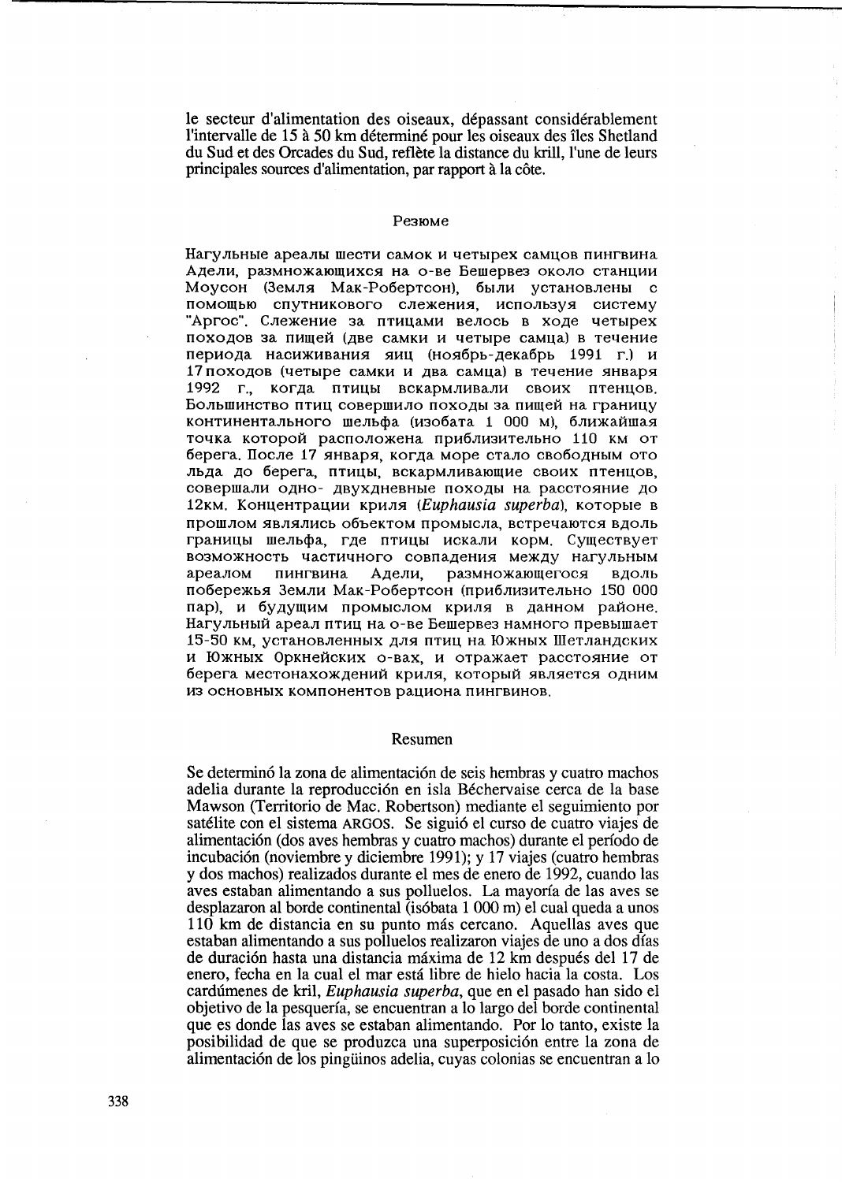le secteur d'alimentation des oiseaux, dépassant considérablement l'intervalle de 15 à 50 km déterminé pour les oiseaux des îles Shetland du Sud et des Orcades du Sud, reflète la distance du krill, l'une de leurs principales sources d'alimentation, par rapport à la côte.

## Резюме

Нагульные ареалы шести самок и четырех самцов пингвина Адели, размножающихся на о-ве Бешервез около станции Моусон (Земля Мак-Робертсон), были установлены с помощью спутникового слежения, используя систему "Аргос". Слежение за птицами велось в ходе четырех походов за пищей (две самки и четыре самца) в течение периода насиживания яиц (ноябрь-декабрь 1991 г.) и 17 походов (четыре самки и два самца) в течение января 1992 г., когда птицы вскармливали своих птенцов. Большинство птиц совершило походы за пищей на границу континентального шельфа (изобата 1 000 м), ближайшая точка которой расположена приблизительно 110 км от берега. После 17 января, когда море стало свободным ото льда до берега, птицы, вскармливающие своих птенцов, совершали одно- двухдневные походы на расстояние до 12км. Концентрации криля (*Euphausia superba*), которые в прошлом являлись объектом промысла, встречаются вдоль границы шельфа, где птицы искали корм. Существует возможность частичного совпадения между нагульным ареалом пингвина Адели, размножающегося вдоль побережья Земли Мак-Робертсон (приблизительно 150 000 пар), и будущим промыслом криля в данном районе. Нагульный ареал птиц на о-ве Бешервез намного превышает 15-50 км, установленных для птиц на Южных Шетландских и Южных Оркнейских о-вах, и отражает расстояние от берега местонахождений криля, который является одним из основных компонентов рациона пингвинов.

## Resumen

Se determinó la zona de alimentación de seis hembras y cuatro machos adelia durante la reproducción en isla Béchervaise cerca de la base Mawson (Territorio de Mac. Robertson) mediante el seguimiento por satélite con el sistema ARGOS. Se siguió el curso de cuatro viajes de alimentación (dos aves hembras y cuatro machos) durante el período de incubación (noviembre y diciembre 1991); y 17 viajes (cuatro hembras y dos machos) realizados durante el mes de enero de 1992, cuando las aves estaban alimentando a sus polluelos. La mayoría de las aves se desplazaron al borde continental (isóbata 1 000 m) el cual queda a unos 110 km de distancia en su punto más cercano. Aquellas aves que estaban alimentando a sus polluelos realizaron viajes de uno a dos días de duración hasta una distancia máxima de 12 km después del 17 de enero, fecha en la cual el mar está libre de hielo hacia la costa. Los cardúmenes de kril, *Euphausia superba*, que en el pasado han sido el objetivo de la pesquería, se encuentran a lo largo del borde continental que es donde las aves se estaban alimentando. Por lo tanto, existe la posibilidad de que se produzca una superposición entre la zona de alimentación de los pingüinos adelia, cuyas colonias se encuentran a lo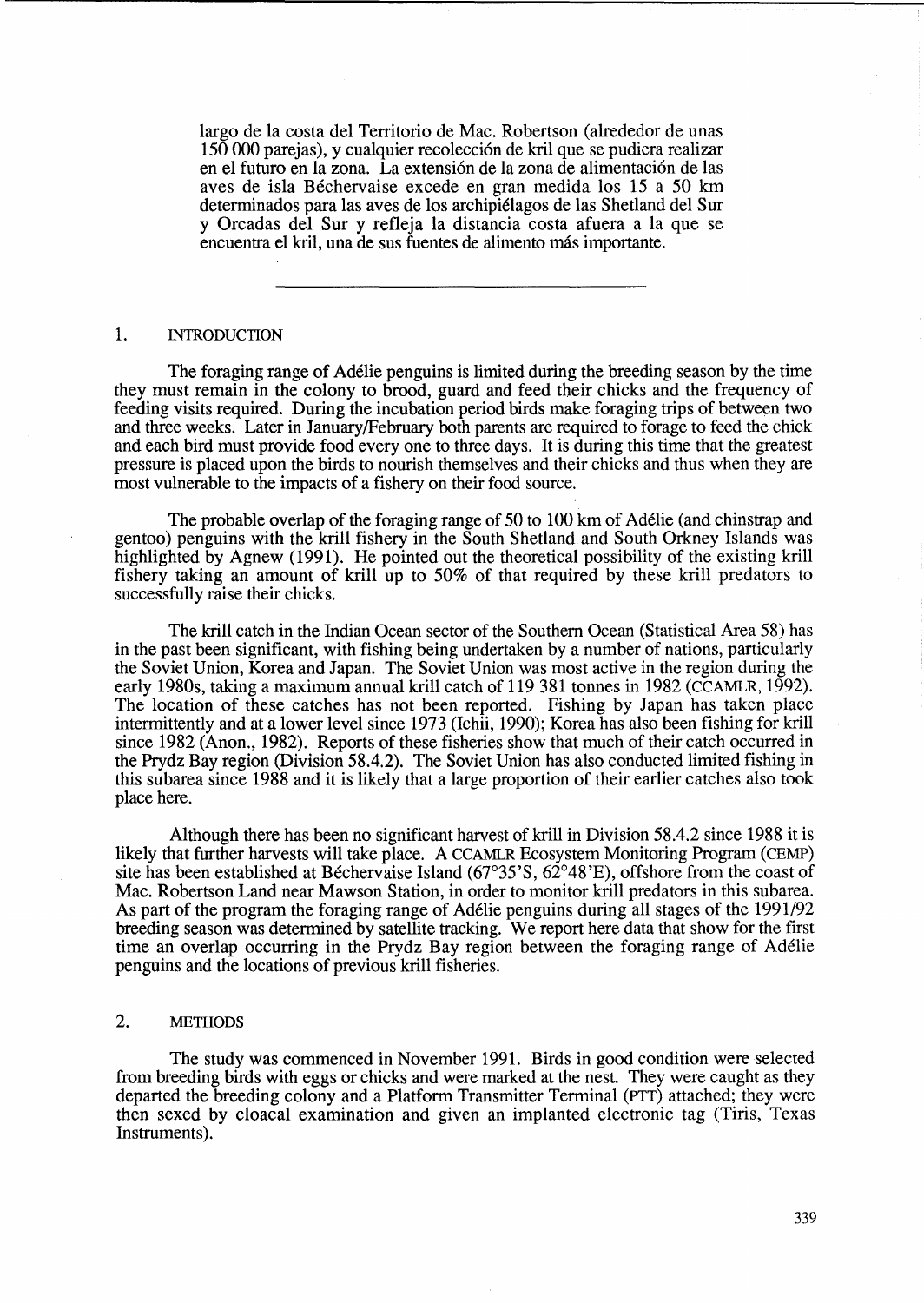largo de la costa del Territorio de Mac. Robertson (alrededor de unas 150 000 parejas), y cualquier recolección de kril que se pudiera realizar en el futuro en la zona. La extensión de la zona de alimentación de las aves de isla Béchervaise excede en gran medida los 15 a 50 km determinados para las aves de los archipiélagos de las Shetland del Sur y Orcadas del Sur y refleja la distancia costa afuera a la que se encuentra el kril, una de sus fuentes de alimento más importante.

---

## 1. INTRODUCTION

The foraging range of Adélie penguins is limited during the breeding season by the time they must remain in the colony to brood, guard and feed their chicks and the frequency of feeding visits required. During the incubation period birds make foraging trips of between two and three weeks. Later in January/February both parents are required to forage to feed the chick and each bird must provide food every one to three days. It is during this time that the greatest pressure is placed upon the birds to nourish themselves and their chicks and thus when they are most vulnerable to the impacts of a fishery on their food source.

The probable overlap of the foraging range of 50 to 100 km of Adélie (and chinstrap and gentoo) penguins with the krill fishery in the South Shetland and South Orkney Islands was highlighted by Agnew (1991). He pointed out the theoretical possibility of the existing krill fishery taking an amount of krill up to 50% of that required by these krill predators to successfully raise their chicks.

The krill catch in the Indian Ocean sector of the Southern Ocean (Statistical Area 58) has in the past been significant, with fishing being undertaken by a number of nations, particularly the Soviet Union, Korea and Japan. The Soviet Union was most active in the region during the early 1980s, taking a maximum annual krill catch of 119 381 tonnes in 1982 (CCAMLR, 1992). The location of these catches has not been reported. Fishing by Japan has taken place intermittently and at a lower level since 1973 (Ichii, 1990); Korea has also been fishing for krill since 1982 (Anon., 1982). Reports of these fisheries show that much of their catch occurred in the Prydz Bay region (Division 58.4.2). The Soviet Union has also conducted limited fishing in this subarea since 1988 and it is likely that a large proportion of their earlier catches also took place here.

Although there has been no significant harvest of krill in Division 58.4.2 since 1988 it is likely that further harvests will take place. A CCAMLR Ecosystem Monitoring Program (CEMP) site has been established at Béchervaise Island (67°35'S, 62°48'E), offshore from the coast of Mac. Robertson Land near Mawson Station, in order to monitor krill predators in this subarea. As part of the program the foraging range of Adélie penguins during all stages of the 1991/92 breeding season was determined by satellite tracking. We report here data that show for the first time an overlap occurring in the Prydz Bay region between the foraging range of Adélie penguins and the locations of previous krill fisheries.

## 2. METHODS

The study was commenced in November 1991. Birds in good condition were selected from breeding birds with eggs or chicks and were marked at the nest. They were caught as they departed the breeding colony and a Platform Transmitter Terminal (PTT) attached; they were then sexed by cloacal examination and given an implanted electronic tag (Tiris, Texas Instruments).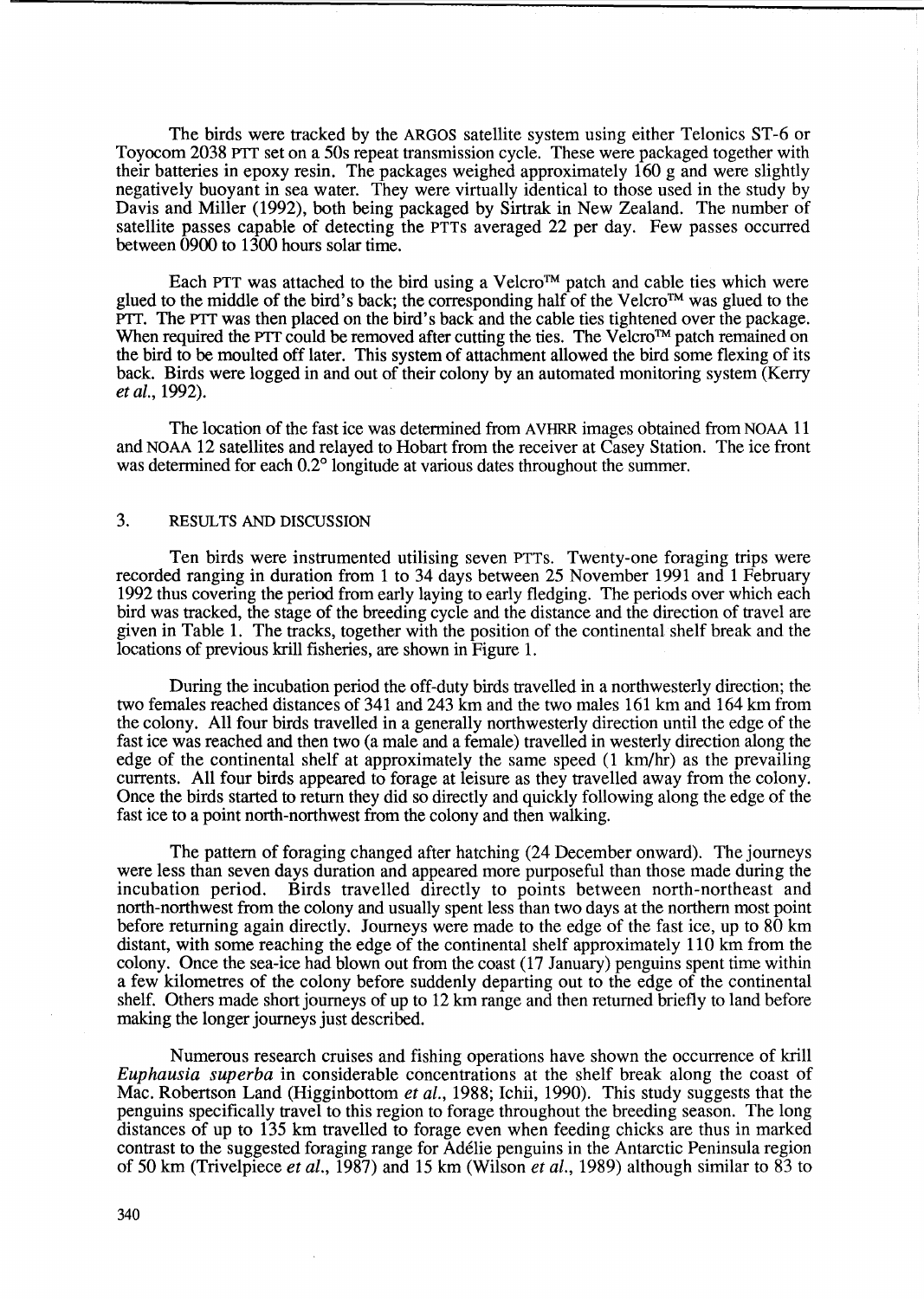The birds were tracked by the ARGOS satellite system using either Telonics ST-6 or Toyocom 2038 PTT set on a 50s repeat transmission cycle. These were packaged together with their batteries in epoxy resin. The packages weighed approximately 160 g and were slightly negatively buoyant in sea water. They were virtually identical to those used in the study by Davis and Miller (1992), both being packaged by Sirtrak in New Zealand. The number of satellite passes capable of detecting the PTTs averaged 22 per day. Few passes occurred between 0900 to 1300 hours solar time.

Each PTT was attached to the bird using a Velcro™ patch and cable ties which were glued to the middle of the bird's back; the corresponding half of the Velcro™ was glued to the PTT. The PTT was then placed on the bird's back and the cable ties tightened over the package. When required the PTT could be removed after cutting the ties. The Velcro™ patch remained on the bird to be moulted off later. This system of attachment allowed the bird some flexing of its back. Birds were logged in and out of their colony by an automated monitoring system (Kerry *et al.*, 1992).

The location of the fast ice was determined from AVHRR images obtained from NOAA 11 and NOAA 12 satellites and relayed to Hobart from the receiver at Casey Station. The ice front was determined for each 0.2° longitude at various dates throughout the summer.

## 3. RESULTS AND DISCUSSION

Ten birds were instrumented utilising seven PTTs. Twenty-one foraging trips were recorded ranging in duration from 1 to 34 days between 25 November 1991 and 1 February 1992 thus covering the period from early laying to early fledging. The periods over which each bird was tracked, the stage of the breeding cycle and the distance and the direction of travel are given in Table 1. The tracks, together with the position of the continental shelf break and the locations of previous krill fisheries, are shown in Figure 1.

During the incubation period the off-duty birds travelled in a northwesterly direction; the two females reached distances of 341 and 243 km and the two males 161 km and 164 km from the colony. All four birds travelled in a generally northwesterly direction until the edge of the fast ice was reached and then two (a male and a female) travelled in westerly direction along the edge of the continental shelf at approximately the same speed (1 km/hr) as the prevailing currents. All four birds appeared to forage at leisure as they travelled away from the colony. Once the birds started to return they did so directly and quickly following along the edge of the fast ice to a point north-northwest from the colony and then walking.

The pattern of foraging changed after hatching (24 December onward). The journeys were less than seven days duration and appeared more purposeful than those made during the incubation period. Birds travelled directly to points between north-northeast and north-northwest from the colony and usually spent less than two days at the northern most point before returning again directly. Journeys were made to the edge of the fast ice, up to 80 km distant, with some reaching the edge of the continental shelf approximately 110 km from the colony. Once the sea-ice had blown out from the coast (17 January) penguins spent time within a few kilometres of the colony before suddenly departing out to the edge of the continental shelf. Others made short journeys of up to 12 km range and then returned briefly to land before making the longer journeys just described.

Numerous research cruises and fishing operations have shown the occurrence of krill *Euphausia superba* in considerable concentrations at the shelf break along the coast of Mac. Robertson Land (Higginbottom *et al.*, 1988; Ichii, 1990). This study suggests that the penguins specifically travel to this region to forage throughout the breeding season. The long distances of up to 135 km travelled to forage even when feeding chicks are thus in marked contrast to the suggested foraging range for Adélie penguins in the Antarctic Peninsula region of 50 km (Trivelpiece *et al.*, 1987) and 15 km (Wilson *et al.*, 1989) although similar to 83 to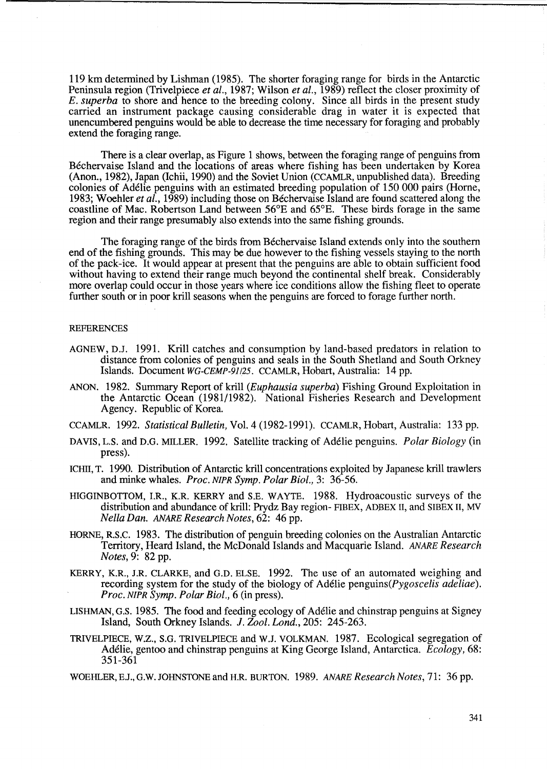119 km determined by Lishman (1985). The shorter foraging range for birds in the Antarctic Peninsula region (Trivelpiece *et al.*, 1987; Wilson *et al.*, 1989) reflect the closer proximity of *E. superba* to shore and hence to the breeding colony. Since all birds in the present study carried an instrument package causing considerable drag in water it is expected that unencumbered penguins would be able to decrease the time necessary for foraging and probably extend the foraging range.

There is a clear overlap, as Figure 1 shows, between the foraging range of penguins from Béchervaise Island and the locations of areas where fishing has been undertaken by Korea (Anon., 1982), Japan (Ichii, 1990) and the Soviet Union (CCAMLR, unpublished data). Breeding colonies of Adélie penguins with an estimated breeding population of 150 000 pairs (Horne, 1983; Woehler *et al.*, 1989) including those on Béchervaise Island are found scattered along the coastline of Mac. Robertson Land between 56°E and 65°E. These birds forage in the same region and their range presumably also extends into the same fishing grounds.

The foraging range of the birds from Béchervaise Island extends only into the southern end of the fishing grounds. This may be due however to the fishing vessels staying to the north of the pack-ice. It would appear at present that the penguins are able to obtain sufficient food without having to extend their range much beyond the continental shelf break. Considerably more overlap could occur in those years where ice conditions allow the fishing fleet to operate further south or in poor krill seasons when the penguins are forced to forage further north.

## REFERENCES

AGNEW, D.J. 1991. Krill catches and consumption by land-based predators in relation to distance from colonies of penguins and seals in the South Shetland and South Orkney Islands. Document *WG-CEMP-91/25*. CCAMLR, Hobart, Australia: 14 pp.

ANON. 1982. Summary Report of krill (*Euphausia superba*) Fishing Ground Exploitation in the Antarctic Ocean (1981/1982). National Fisheries Research and Development Agency. Republic of Korea.

CCAMLR. 1992. *Statistical Bulletin*, Vol. 4 (1982-1991). CCAMLR, Hobart, Australia: 133 pp.

DAVIS, L.S. and D.G. MILLER. 1992. Satellite tracking of Adélie penguins. *Polar Biology* (in press).

ICHII, T. 1990. Distribution of Antarctic krill concentrations exploited by Japanese krill trawlers and minke whales. *Proc. NIPR Symp. Polar Biol.*, 3: 36-56.

HIGGINBOTTOM, I.R., K.R. KERRY and S.E. WAYTE. 1988. Hydroacoustic surveys of the distribution and abundance of krill: Prydz Bay region- FIBEX, ADBEX II, and SIBEX II, MV *Nella Dan*. *ANARE Research Notes*, 62: 46 pp.

HORNE, R.S.C. 1983. The distribution of penguin breeding colonies on the Australian Antarctic Territory, Heard Island, the McDonald Islands and Macquarie Island. *ANARE Research Notes*, 9: 82 pp.

KERRY, K.R., J.R. CLARKE, and G.D. ELSE. 1992. The use of an automated weighing and recording system for the study of the biology of Adélie penguins(*Pygoscelis adeliae*). *Proc. NIPR Symp. Polar Biol.*, 6 (in press).

LISHMAN, G.S. 1985. The food and feeding ecology of Adélie and chinstrap penguins at Signey Island, South Orkney Islands. *J. Zool. Lond.*, 205: 245-263.

TRIVELPIECE, W.Z., S.G. TRIVELPIECE and W.J. VOLKMAN. 1987. Ecological segregation of Adélie, gentoo and chinstrap penguins at King George Island, Antarctica. *Ecology*, 68: 351-361

WOEHLER, E.J., G.W. JOHNSTONE and H.R. BURTON. 1989. *ANARE Research Notes*, 71: 36 pp.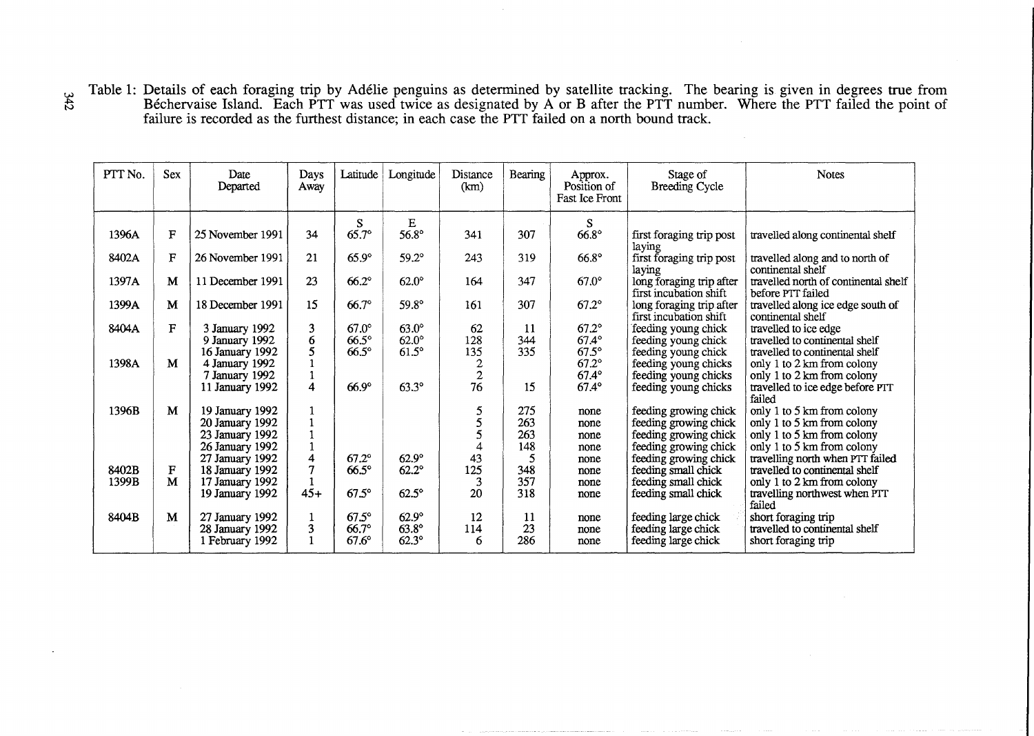Table 1: Details of each foraging trip by Adélie penguins as determined by satellite tracking. The bearing is given in degrees true from Béchervaise Island. Each PTT was used twice as designated by A or B after the PTT number. Where the PTT failed the point of failure is recorded as the furthest distance; in each case the PTT failed on a north bound track.

| PTT No. | Sex | Date Departed | Days Away | Latitude | Longitude | Distance (km) | Bearing | Approx. Position of Fast Ice Front | Stage of Breeding Cycle | Notes |
|---|---|---|---|---|---|---|---|---|---|---|
| | | | | S | E | | | S | | |
| 1396A | F | 25 November 1991 | 34 | 65.7° | 56.8° | 341 | 307 | 66.8° | first foraging trip post laying | travelled along continental shelf |
| 8402A | F | 26 November 1991 | 21 | 65.9° | 59.2° | 243 | 319 | 66.8° | first foraging trip post laying | travelled along and to north of continental shelf |
| 1397A | M | 11 December 1991 | 23 | 66.2° | 62.0° | 164 | 347 | 67.0° | long foraging trip after first incubation shift | travelled north of continental shelf before PTT failed |
| 1399A | M | 18 December 1991 | 15 | 66.7° | 59.8° | 161 | 307 | 67.2° | long foraging trip after first incubation shift | travelled along ice edge south of continental shelf |
| 8404A | F | 3 January 1992 | 3 | 67.0° | 63.0° | 62 | 11 | 67.2° | feeding young chick | travelled to ice edge |
| | | 9 January 1992 | 6 | 66.5° | 62.0° | 128 | 344 | 67.4° | feeding young chick | travelled to continental shelf |
| | | 16 January 1992 | 5 | 66.5° | 61.5° | 135 | 335 | 67.5° | feeding young chick | travelled to continental shelf |
| 1398A | M | 4 January 1992 | 1 | | | 2 | | 67.2° | feeding young chicks | only 1 to 2 km from colony |
| | | 7 January 1992 | 1 | | | 2 | | 67.4° | feeding young chicks | only 1 to 2 km from colony |
| | | 11 January 1992 | 4 | 66.9° | 63.3° | 76 | 15 | 67.4° | feeding young chicks | travelled to ice edge before PTT failed |
| 1396B | M | 19 January 1992 | 1 | | | 5 | 275 | none | feeding growing chick | only 1 to 5 km from colony |
| | | 20 January 1992 | 1 | | | 5 | 263 | none | feeding growing chick | only 1 to 5 km from colony |
| | | 23 January 1992 | 1 | | | 5 | 263 | none | feeding growing chick | only 1 to 5 km from colony |
| | | 26 January 1992 | 1 | | | 4 | 148 | none | feeding growing chick | only 1 to 5 km from colony |
| | | 27 January 1992 | 4 | 67.2° | 62.9° | 43 | 5 | none | feeding growing chick | travelling north when PTT failed |
| 8402B | F | 18 January 1992 | 7 | 66.5° | 62.2° | 125 | 348 | none | feeding small chick | travelled to continental shelf |
| 1399B | M | 17 January 1992 | 1 | | | 3 | 357 | none | feeding small chick | only 1 to 2 km from colony |
| | | 19 January 1992 | 45+ | 67.5° | 62.5° | 20 | 318 | none | feeding small chick | travelling northwest when PTT failed |
| 8404B | M | 27 January 1992 | 1 | 67.5° | 62.9° | 12 | 11 | none | feeding large chick | short foraging trip |
| | | 28 January 1992 | 3 | 66.7° | 63.8° | 114 | 23 | none | feeding large chick | travelled to continental shelf |
| | | 1 February 1992 | 1 | 67.6° | 62.3° | 6 | 286 | none | feeding large chick | short foraging trip |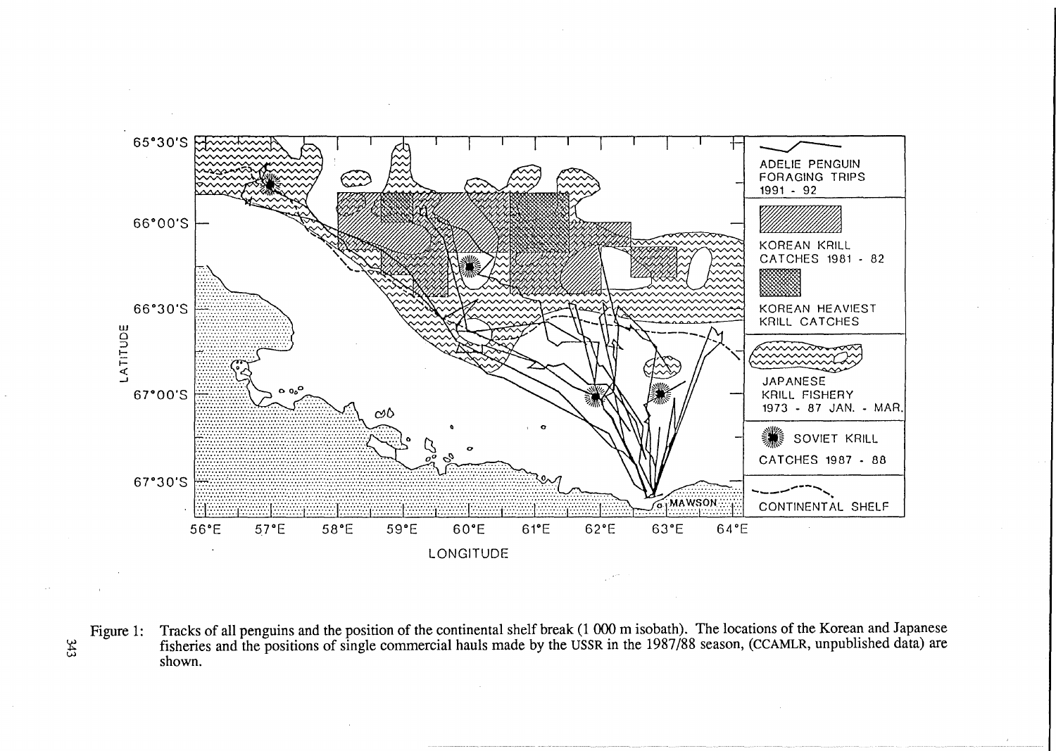Figure 1: Tracks of all penguins and the position of the continental shelf break (1 000 m isobath). The locations of the Korean and Japanese fisheries and the positions of single commercial hauls made by the USSR in the 1987/88 season, (CCAMLR, unpublished data) are shown.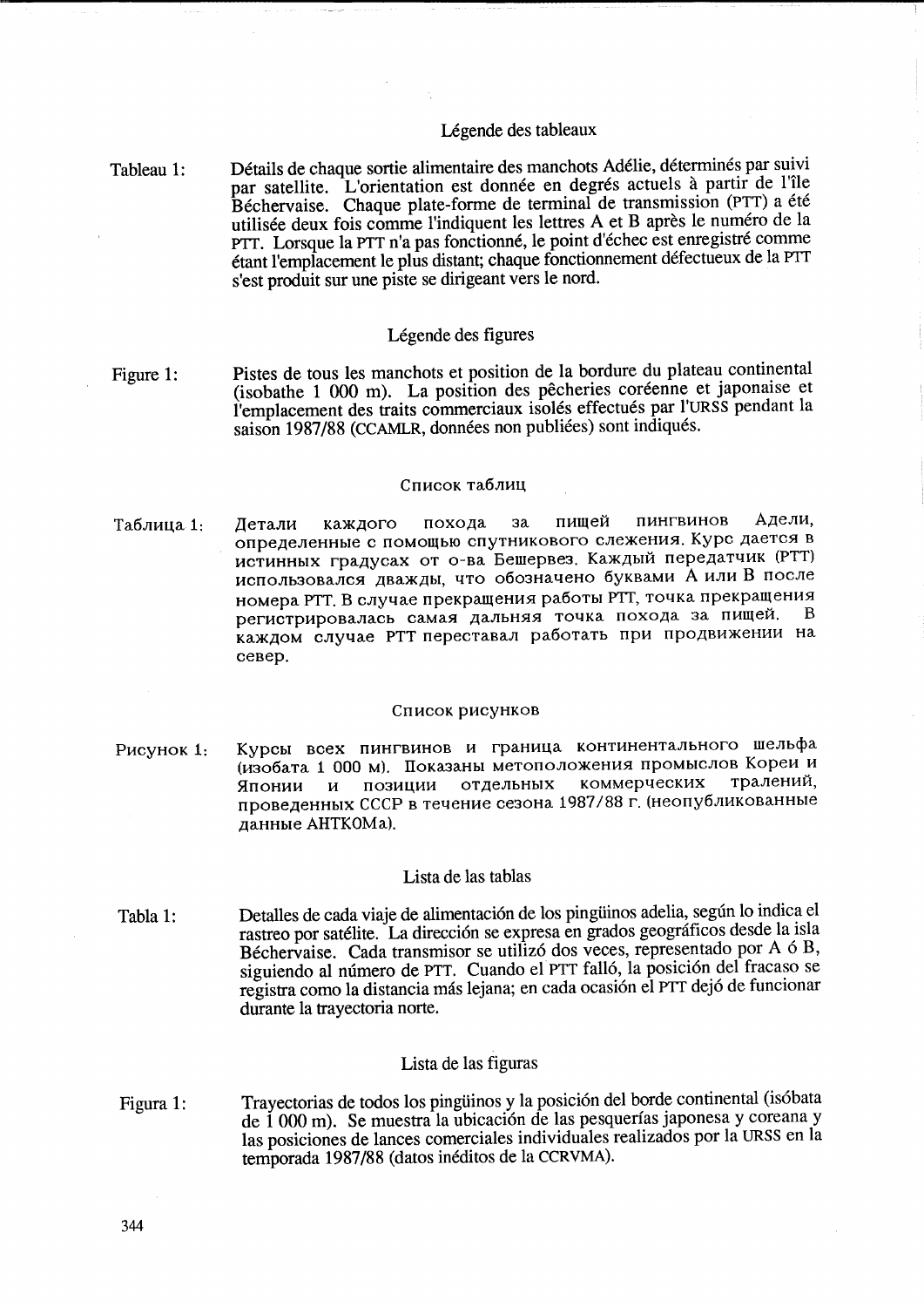## Légende des tableaux

Tableau 1: Détails de chaque sortie alimentaire des manchots Adélie, déterminés par suivi par satellite. L'orientation est donnée en degrés actuels à partir de l'île Béchervaise. Chaque plate-forme de terminal de transmission (PTT) a été utilisée deux fois comme l'indiquent les lettres A et B après le numéro de la PTT. Lorsque la PTT n'a pas fonctionné, le point d'échec est enregistré comme étant l'emplacement le plus distant; chaque fonctionnement défectueux de la PTT s'est produit sur une piste se dirigeant vers le nord.

## Légende des figures

Figure 1: Pistes de tous les manchots et position de la bordure du plateau continental (isobathe 1 000 m). La position des pêcheries coréenne et japonaise et l'emplacement des traits commerciaux isolés effectués par l'URSS pendant la saison 1987/88 (CCAMLR, données non publiées) sont indiqués.

## Список таблиц

Таблица 1: Детали каждого похода за пищей пингвинов Адели, определенные с помощью спутникового слежения. Курс дается в истинных градусах от о-ва Бешервез. Каждый передатчик (PTT) использовался дважды, что обозначено буквами А или В после номера PTT. В случае прекращения работы PTT, точка прекращения регистрировалась самая дальняя точка похода за пищей. В каждом случае PTT переставал работать при продвижении на север.

## Список рисунков

Рисунок 1: Курсы всех пингвинов и граница континентального шельфа (изобата 1 000 м). Показаны метоположения промыслов Кореи и Японии и позиции отдельных коммерческих тралений, проведенных СССР в течение сезона 1987/88 г. (неопубликованные данные АНТКОМа).

## Lista de las tablas

Tabla 1: Detalles de cada viaje de alimentación de los pingüinos adelia, según lo indica el rastreo por satélite. La dirección se expresa en grados geográficos desde la isla Béchervaise. Cada transmisor se utilizó dos veces, representado por A ó B, siguiendo al número de PTT. Cuando el PTT falló, la posición del fracaso se registra como la distancia más lejana; en cada ocasión el PTT dejó de funcionar durante la trayectoria norte.

## Lista de las figuras

Figura 1: Trayectorias de todos los pingüinos y la posición del borde continental (isóbata de 1 000 m). Se muestra la ubicación de las pesquerías japonesa y coreana y las posiciones de lances comerciales individuales realizados por la URSS en la temporada 1987/88 (datos inéditos de la CCRVMA).